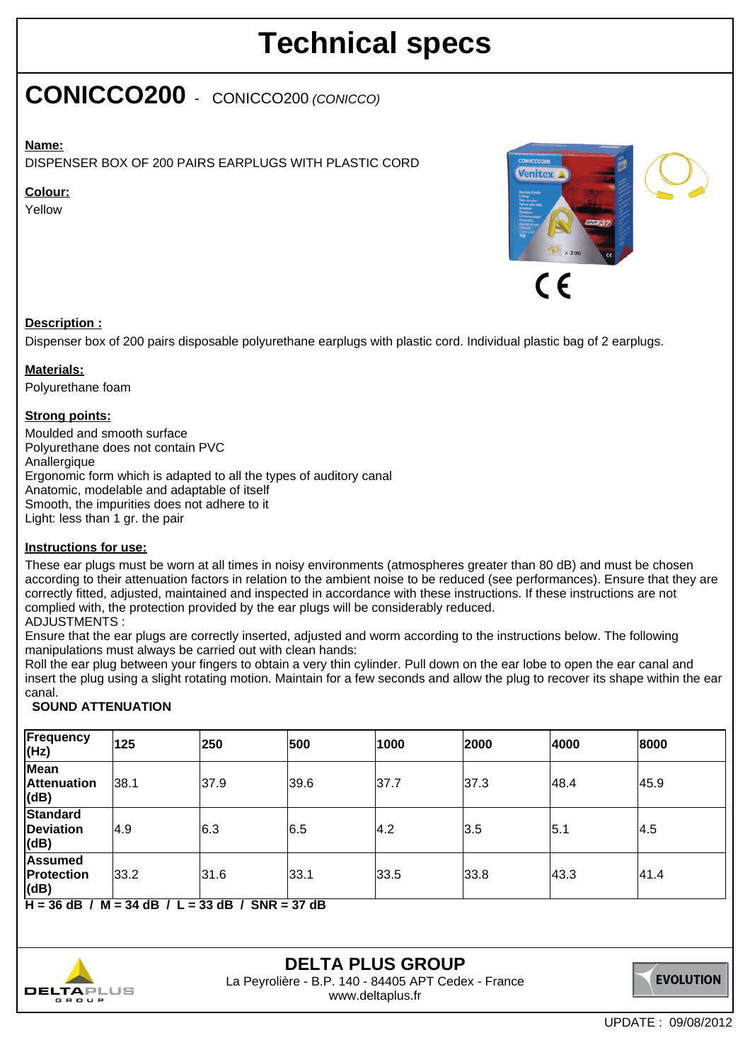# Technical specs

## CONICCO200 - CONICCO200 *(CONICCO)*

**Name:**

DISPENSER BOX OF 200 PAIRS EARPLUGS WITH PLASTIC CORD

**Colour:**

Yellow

**Description :**

Dispenser box of 200 pairs disposable polyurethane earplugs with plastic cord. Individual plastic bag of 2 earplugs.

**Materials:**

Polyurethane foam

**Strong points:**

Moulded and smooth surface
Polyurethane does not contain PVC
Anallergique
Ergonomic form which is adapted to all the types of auditory canal
Anatomic, modelable and adaptable of itself
Smooth, the impurities does not adhere to it
Light: less than 1 gr. the pair

**Instructions for use:**

These ear plugs must be worn at all times in noisy environments (atmospheres greater than 80 dB) and must be chosen according to their attenuation factors in relation to the ambient noise to be reduced (see performances). Ensure that they are correctly fitted, adjusted, maintained and inspected in accordance with these instructions. If these instructions are not complied with, the protection provided by the ear plugs will be considerably reduced.
ADJUSTMENTS :
Ensure that the ear plugs are correctly inserted, adjusted and worm according to the instructions below. The following manipulations must always be carried out with clean hands:
Roll the ear plug between your fingers to obtain a very thin cylinder. Pull down on the ear lobe to open the ear canal and insert the plug using a slight rotating motion. Maintain for a few seconds and allow the plug to recover its shape within the ear canal.

**SOUND ATTENUATION**

| Frequency (Hz) | 125 | 250 | 500 | 1000 | 2000 | 4000 | 8000 |
|---|---|---|---|---|---|---|---|
| Mean Attenuation (dB) | 38.1 | 37.9 | 39.6 | 37.7 | 37.3 | 48.4 | 45.9 |
| Standard Deviation (dB) | 4.9 | 6.3 | 6.5 | 4.2 | 3.5 | 5.1 | 4.5 |
| Assumed Protection (dB) | 33.2 | 31.6 | 33.1 | 33.5 | 33.8 | 43.3 | 41.4 |

**H = 36 dB / M = 34 dB / L = 33 dB / SNR = 37 dB**

**DELTA PLUS GROUP**
La Peyrolière - B.P. 140 - 84405 APT Cedex - France
www.deltaplus.fr

UPDATE : 09/08/2012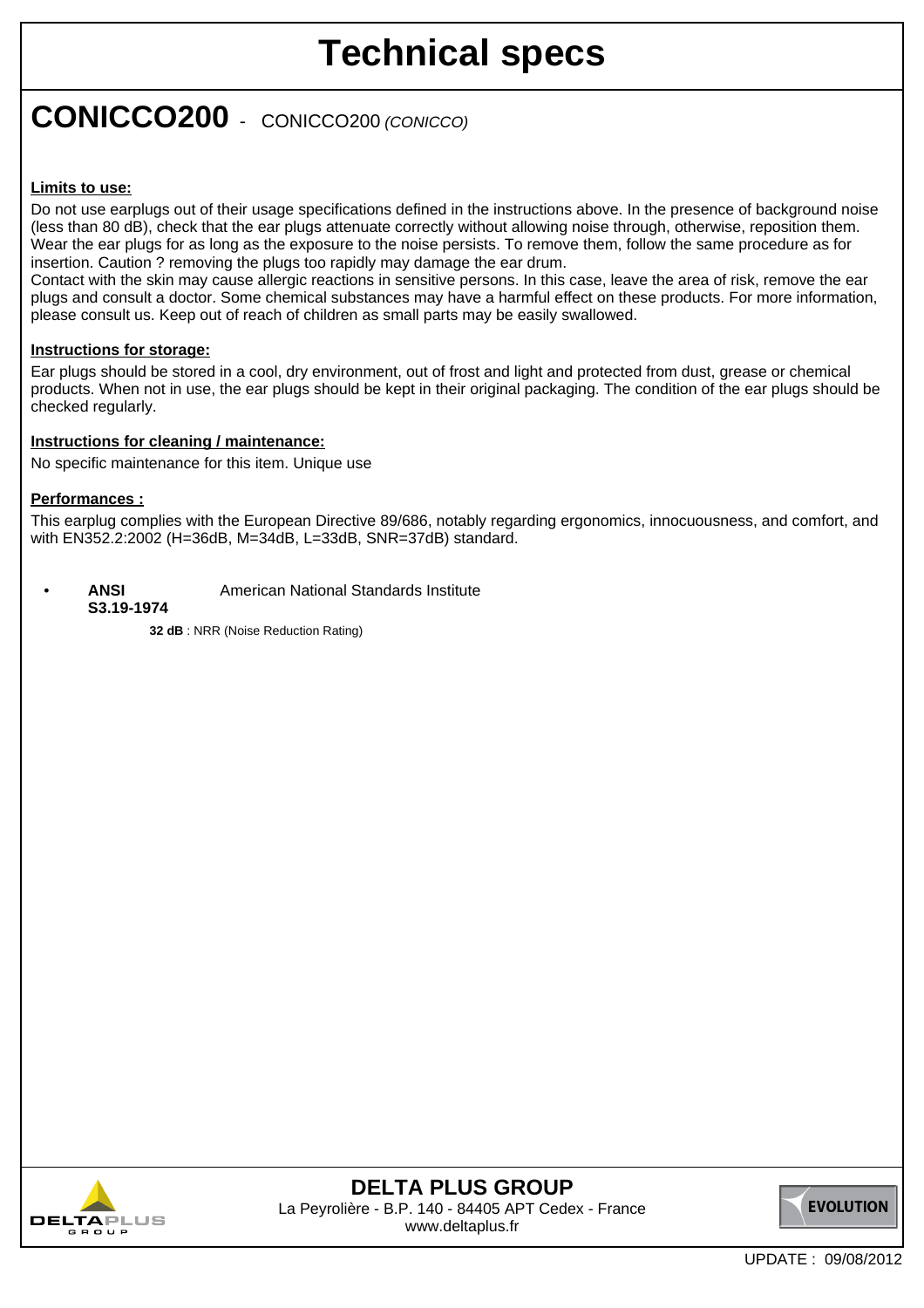# Technical specs

## CONICCO200 - CONICCO200 *(CONICCO)*

**Limits to use:**

Do not use earplugs out of their usage specifications defined in the instructions above. In the presence of background noise (less than 80 dB), check that the ear plugs attenuate correctly without allowing noise through, otherwise, reposition them. Wear the ear plugs for as long as the exposure to the noise persists. To remove them, follow the same procedure as for insertion. Caution ? removing the plugs too rapidly may damage the ear drum.
Contact with the skin may cause allergic reactions in sensitive persons. In this case, leave the area of risk, remove the ear plugs and consult a doctor. Some chemical substances may have a harmful effect on these products. For more information, please consult us. Keep out of reach of children as small parts may be easily swallowed.

**Instructions for storage:**

Ear plugs should be stored in a cool, dry environment, out of frost and light and protected from dust, grease or chemical products. When not in use, the ear plugs should be kept in their original packaging. The condition of the ear plugs should be checked regularly.

**Instructions for cleaning / maintenance:**

No specific maintenance for this item. Unique use

**Performances :**

This earplug complies with the European Directive 89/686, notably regarding ergonomics, innocuousness, and comfort, and with EN352.2:2002 (H=36dB, M=34dB, L=33dB, SNR=37dB) standard.

- **ANSI S3.19-1974** American National Standards Institute

  **32 dB** : NRR (Noise Reduction Rating)

**DELTA PLUS GROUP**
La Peyrolière - B.P. 140 - 84405 APT Cedex - France
www.deltaplus.fr

EVOLUTION

UPDATE : 09/08/2012